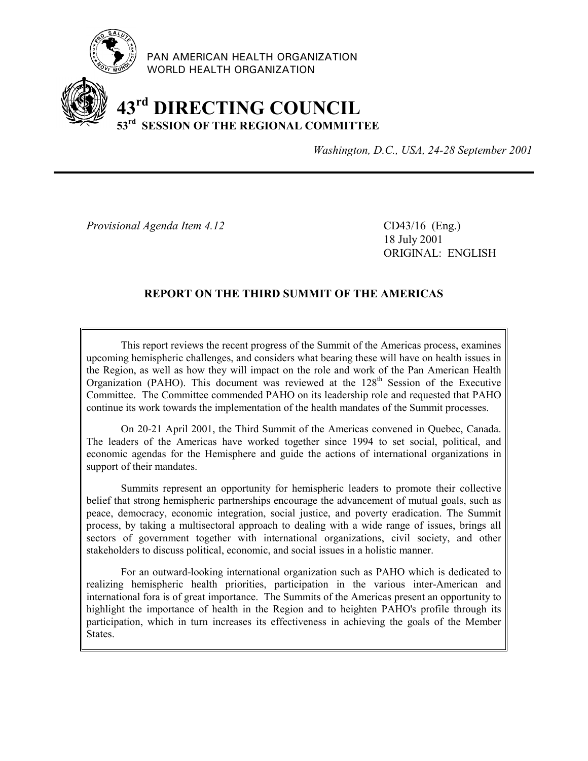PAN AMERICAN HEALTH ORGANIZATION
WORLD HEALTH ORGANIZATION

# 43rd DIRECTING COUNCIL
## 53rd SESSION OF THE REGIONAL COMMITTEE

*Washington, D.C., USA, 24-28 September 2001*

---

*Provisional Agenda Item 4.12*

CD43/16 (Eng.)
18 July 2001
ORIGINAL: ENGLISH

### REPORT ON THE THIRD SUMMIT OF THE AMERICAS

This report reviews the recent progress of the Summit of the Americas process, examines upcoming hemispheric challenges, and considers what bearing these will have on health issues in the Region, as well as how they will impact on the role and work of the Pan American Health Organization (PAHO). This document was reviewed at the 128th Session of the Executive Committee. The Committee commended PAHO on its leadership role and requested that PAHO continue its work towards the implementation of the health mandates of the Summit processes.

On 20-21 April 2001, the Third Summit of the Americas convened in Quebec, Canada. The leaders of the Americas have worked together since 1994 to set social, political, and economic agendas for the Hemisphere and guide the actions of international organizations in support of their mandates.

Summits represent an opportunity for hemispheric leaders to promote their collective belief that strong hemispheric partnerships encourage the advancement of mutual goals, such as peace, democracy, economic integration, social justice, and poverty eradication. The Summit process, by taking a multisectoral approach to dealing with a wide range of issues, brings all sectors of government together with international organizations, civil society, and other stakeholders to discuss political, economic, and social issues in a holistic manner.

For an outward-looking international organization such as PAHO which is dedicated to realizing hemispheric health priorities, participation in the various inter-American and international fora is of great importance. The Summits of the Americas present an opportunity to highlight the importance of health in the Region and to heighten PAHO's profile through its participation, which in turn increases its effectiveness in achieving the goals of the Member States.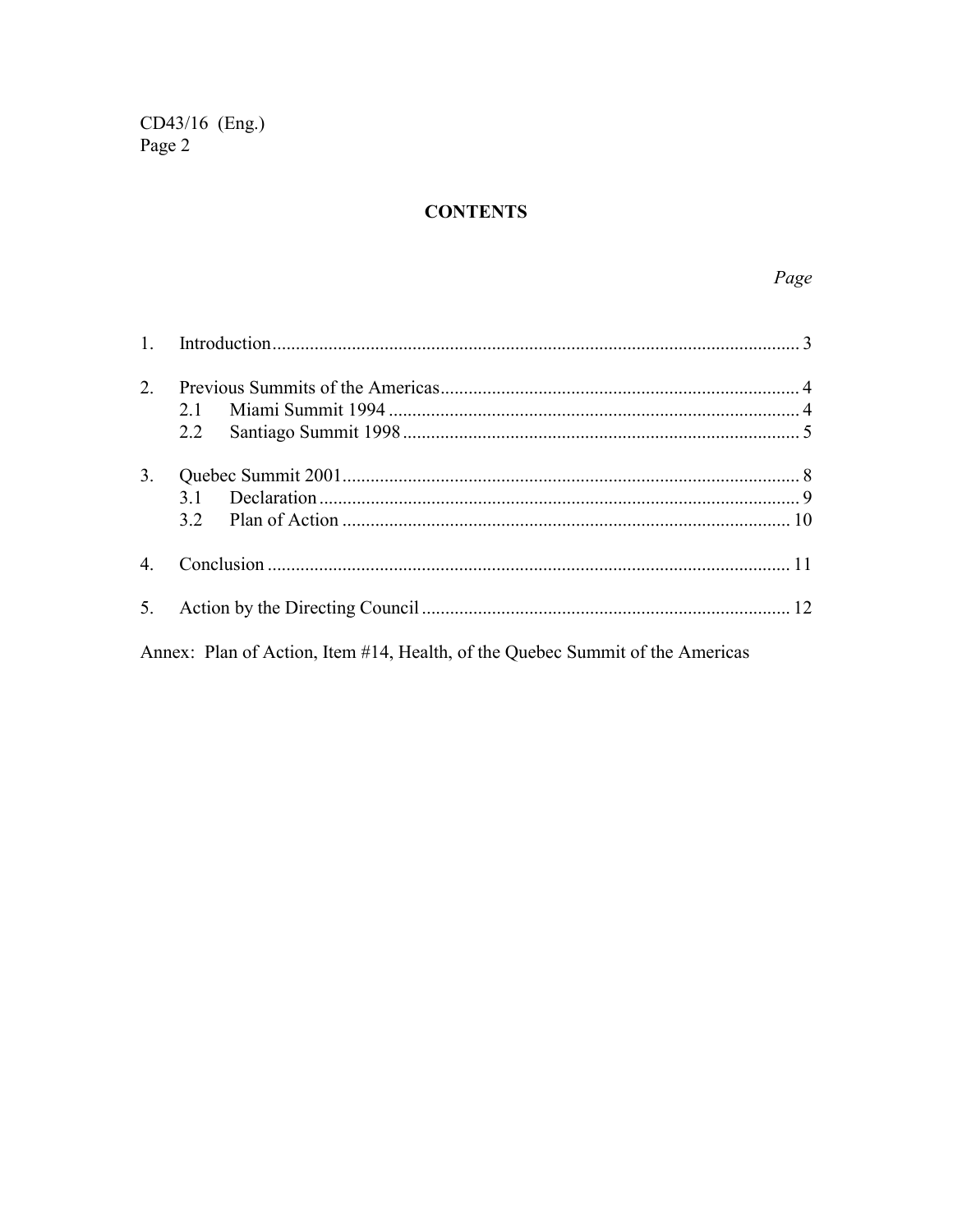## CONTENTS

| | Page |
|---|---|
| 1. Introduction | 3 |
| 2. Previous Summits of the Americas | 4 |
| 2.1 Miami Summit 1994 | 4 |
| 2.2 Santiago Summit 1998 | 5 |
| 3. Quebec Summit 2001 | 8 |
| 3.1 Declaration | 9 |
| 3.2 Plan of Action | 10 |
| 4. Conclusion | 11 |
| 5. Action by the Directing Council | 12 |

Annex: Plan of Action, Item #14, Health, of the Quebec Summit of the Americas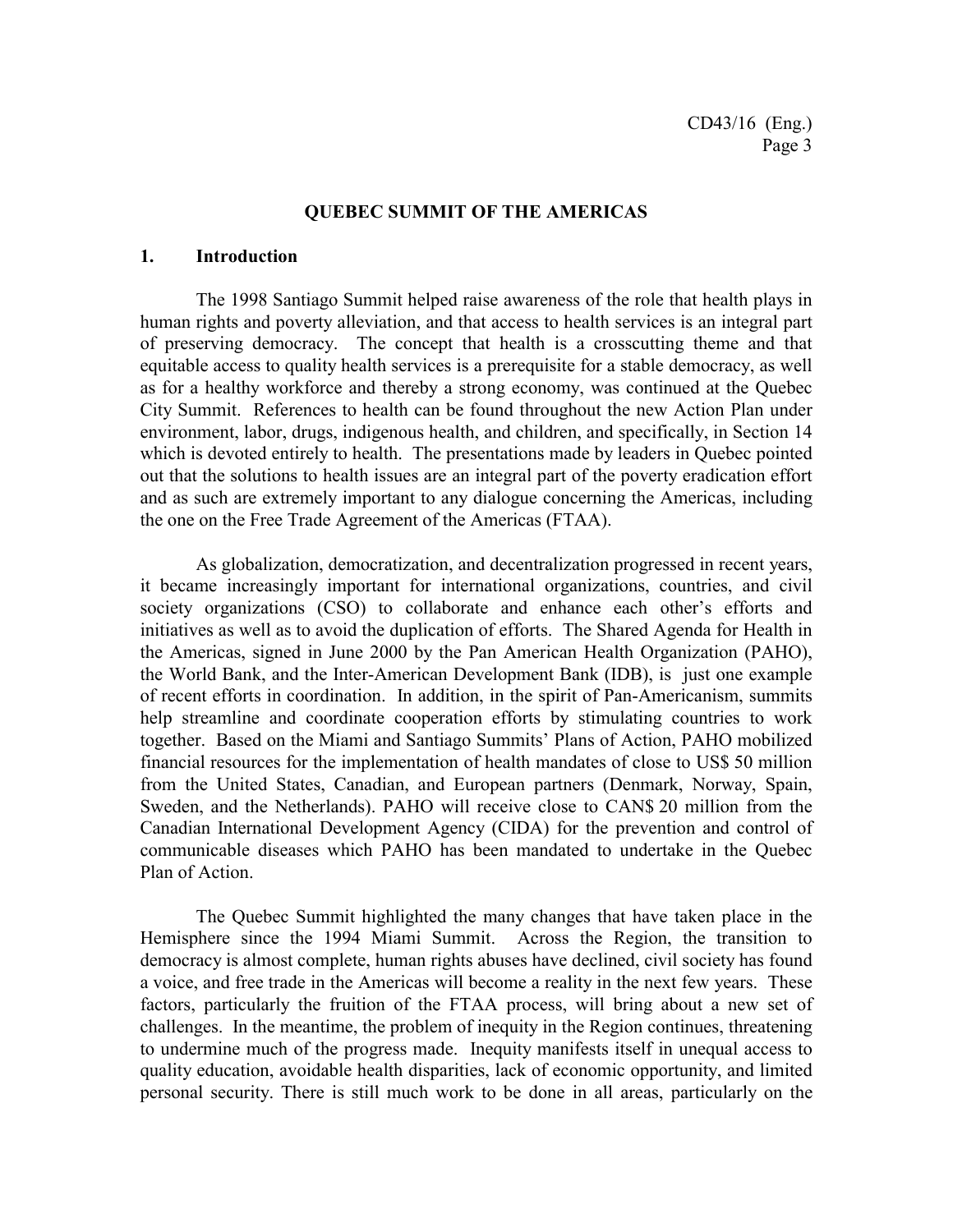# QUEBEC SUMMIT OF THE AMERICAS

## 1. Introduction

The 1998 Santiago Summit helped raise awareness of the role that health plays in human rights and poverty alleviation, and that access to health services is an integral part of preserving democracy. The concept that health is a crosscutting theme and that equitable access to quality health services is a prerequisite for a stable democracy, as well as for a healthy workforce and thereby a strong economy, was continued at the Quebec City Summit. References to health can be found throughout the new Action Plan under environment, labor, drugs, indigenous health, and children, and specifically, in Section 14 which is devoted entirely to health. The presentations made by leaders in Quebec pointed out that the solutions to health issues are an integral part of the poverty eradication effort and as such are extremely important to any dialogue concerning the Americas, including the one on the Free Trade Agreement of the Americas (FTAA).

As globalization, democratization, and decentralization progressed in recent years, it became increasingly important for international organizations, countries, and civil society organizations (CSO) to collaborate and enhance each other's efforts and initiatives as well as to avoid the duplication of efforts. The Shared Agenda for Health in the Americas, signed in June 2000 by the Pan American Health Organization (PAHO), the World Bank, and the Inter-American Development Bank (IDB), is just one example of recent efforts in coordination. In addition, in the spirit of Pan-Americanism, summits help streamline and coordinate cooperation efforts by stimulating countries to work together. Based on the Miami and Santiago Summits' Plans of Action, PAHO mobilized financial resources for the implementation of health mandates of close to US$ 50 million from the United States, Canadian, and European partners (Denmark, Norway, Spain, Sweden, and the Netherlands). PAHO will receive close to CAN$ 20 million from the Canadian International Development Agency (CIDA) for the prevention and control of communicable diseases which PAHO has been mandated to undertake in the Quebec Plan of Action.

The Quebec Summit highlighted the many changes that have taken place in the Hemisphere since the 1994 Miami Summit. Across the Region, the transition to democracy is almost complete, human rights abuses have declined, civil society has found a voice, and free trade in the Americas will become a reality in the next few years. These factors, particularly the fruition of the FTAA process, will bring about a new set of challenges. In the meantime, the problem of inequity in the Region continues, threatening to undermine much of the progress made. Inequity manifests itself in unequal access to quality education, avoidable health disparities, lack of economic opportunity, and limited personal security. There is still much work to be done in all areas, particularly on the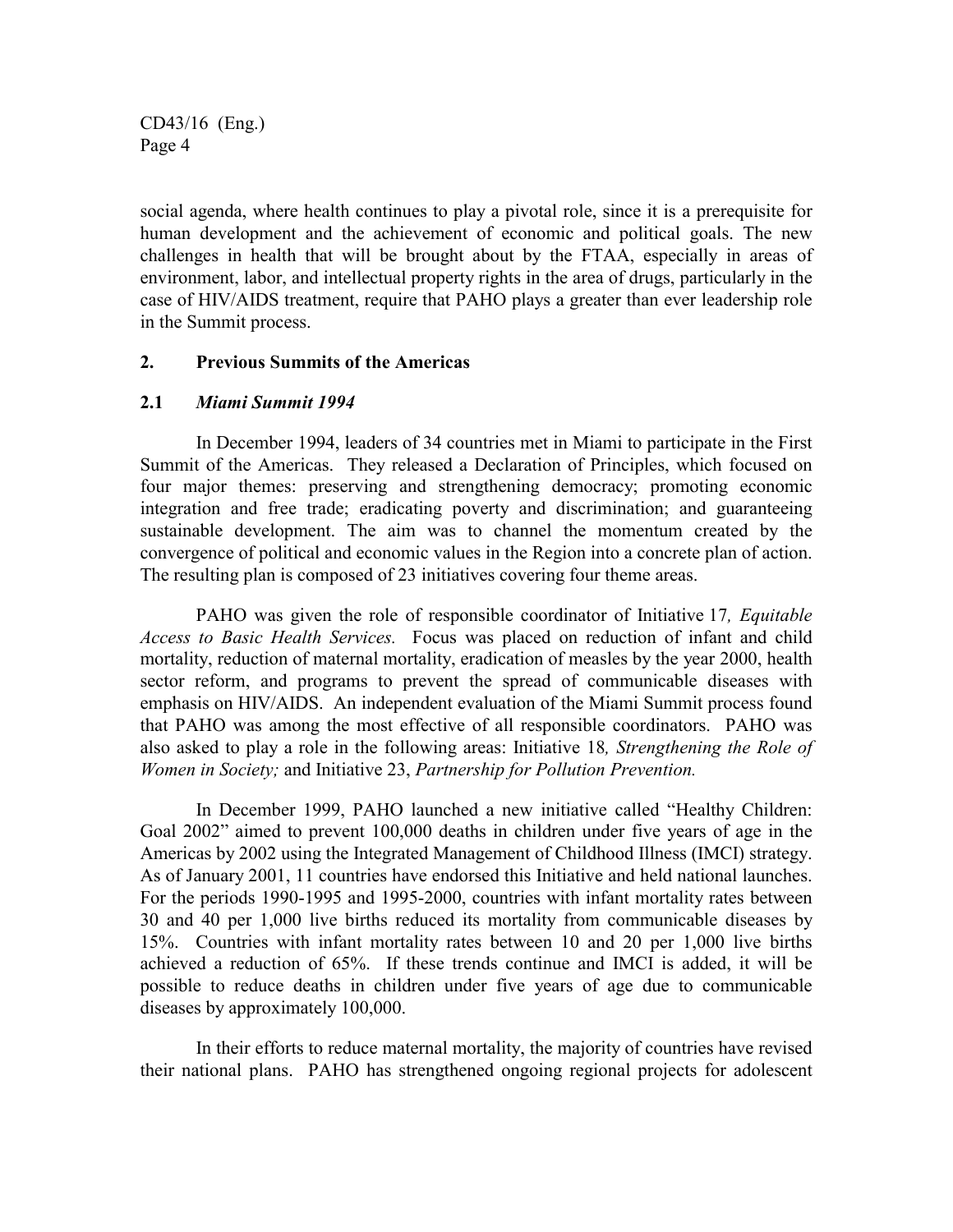social agenda, where health continues to play a pivotal role, since it is a prerequisite for human development and the achievement of economic and political goals. The new challenges in health that will be brought about by the FTAA, especially in areas of environment, labor, and intellectual property rights in the area of drugs, particularly in the case of HIV/AIDS treatment, require that PAHO plays a greater than ever leadership role in the Summit process.

## 2. Previous Summits of the Americas

### 2.1 *Miami Summit 1994*

In December 1994, leaders of 34 countries met in Miami to participate in the First Summit of the Americas. They released a Declaration of Principles, which focused on four major themes: preserving and strengthening democracy; promoting economic integration and free trade; eradicating poverty and discrimination; and guaranteeing sustainable development. The aim was to channel the momentum created by the convergence of political and economic values in the Region into a concrete plan of action. The resulting plan is composed of 23 initiatives covering four theme areas.

PAHO was given the role of responsible coordinator of Initiative 17*, Equitable Access to Basic Health Services.* Focus was placed on reduction of infant and child mortality, reduction of maternal mortality, eradication of measles by the year 2000, health sector reform, and programs to prevent the spread of communicable diseases with emphasis on HIV/AIDS. An independent evaluation of the Miami Summit process found that PAHO was among the most effective of all responsible coordinators. PAHO was also asked to play a role in the following areas: Initiative 18*, Strengthening the Role of Women in Society;* and Initiative 23, *Partnership for Pollution Prevention.*

In December 1999, PAHO launched a new initiative called "Healthy Children: Goal 2002" aimed to prevent 100,000 deaths in children under five years of age in the Americas by 2002 using the Integrated Management of Childhood Illness (IMCI) strategy. As of January 2001, 11 countries have endorsed this Initiative and held national launches. For the periods 1990-1995 and 1995-2000, countries with infant mortality rates between 30 and 40 per 1,000 live births reduced its mortality from communicable diseases by 15%. Countries with infant mortality rates between 10 and 20 per 1,000 live births achieved a reduction of 65%. If these trends continue and IMCI is added, it will be possible to reduce deaths in children under five years of age due to communicable diseases by approximately 100,000.

In their efforts to reduce maternal mortality, the majority of countries have revised their national plans. PAHO has strengthened ongoing regional projects for adolescent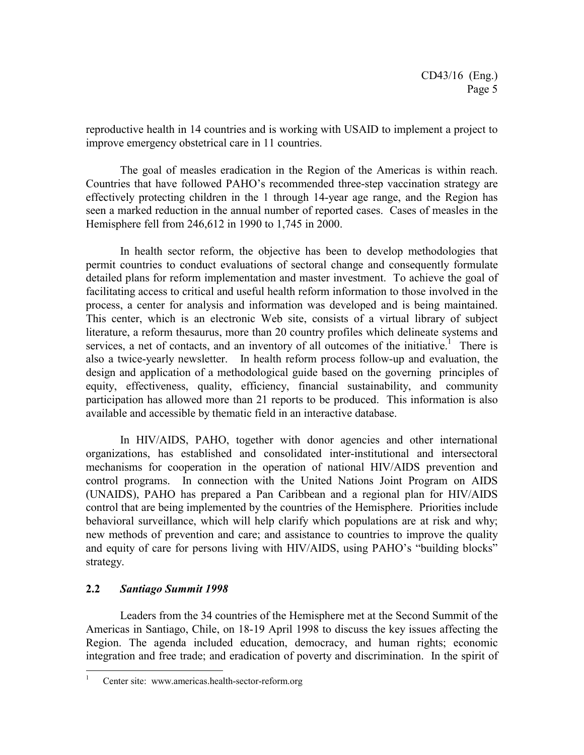reproductive health in 14 countries and is working with USAID to implement a project to improve emergency obstetrical care in 11 countries.

The goal of measles eradication in the Region of the Americas is within reach. Countries that have followed PAHO's recommended three-step vaccination strategy are effectively protecting children in the 1 through 14-year age range, and the Region has seen a marked reduction in the annual number of reported cases. Cases of measles in the Hemisphere fell from 246,612 in 1990 to 1,745 in 2000.

In health sector reform, the objective has been to develop methodologies that permit countries to conduct evaluations of sectoral change and consequently formulate detailed plans for reform implementation and master investment. To achieve the goal of facilitating access to critical and useful health reform information to those involved in the process, a center for analysis and information was developed and is being maintained. This center, which is an electronic Web site, consists of a virtual library of subject literature, a reform thesaurus, more than 20 country profiles which delineate systems and services, a net of contacts, and an inventory of all outcomes of the initiative.[1] There is also a twice-yearly newsletter. In health reform process follow-up and evaluation, the design and application of a methodological guide based on the governing principles of equity, effectiveness, quality, efficiency, financial sustainability, and community participation has allowed more than 21 reports to be produced. This information is also available and accessible by thematic field in an interactive database.

In HIV/AIDS, PAHO, together with donor agencies and other international organizations, has established and consolidated inter-institutional and intersectoral mechanisms for cooperation in the operation of national HIV/AIDS prevention and control programs. In connection with the United Nations Joint Program on AIDS (UNAIDS), PAHO has prepared a Pan Caribbean and a regional plan for HIV/AIDS control that are being implemented by the countries of the Hemisphere. Priorities include behavioral surveillance, which will help clarify which populations are at risk and why; new methods of prevention and care; and assistance to countries to improve the quality and equity of care for persons living with HIV/AIDS, using PAHO's "building blocks" strategy.

### 2.2 *Santiago Summit 1998*

Leaders from the 34 countries of the Hemisphere met at the Second Summit of the Americas in Santiago, Chile, on 18-19 April 1998 to discuss the key issues affecting the Region. The agenda included education, democracy, and human rights; economic integration and free trade; and eradication of poverty and discrimination. In the spirit of

---

[1] Center site: www.americas.health-sector-reform.org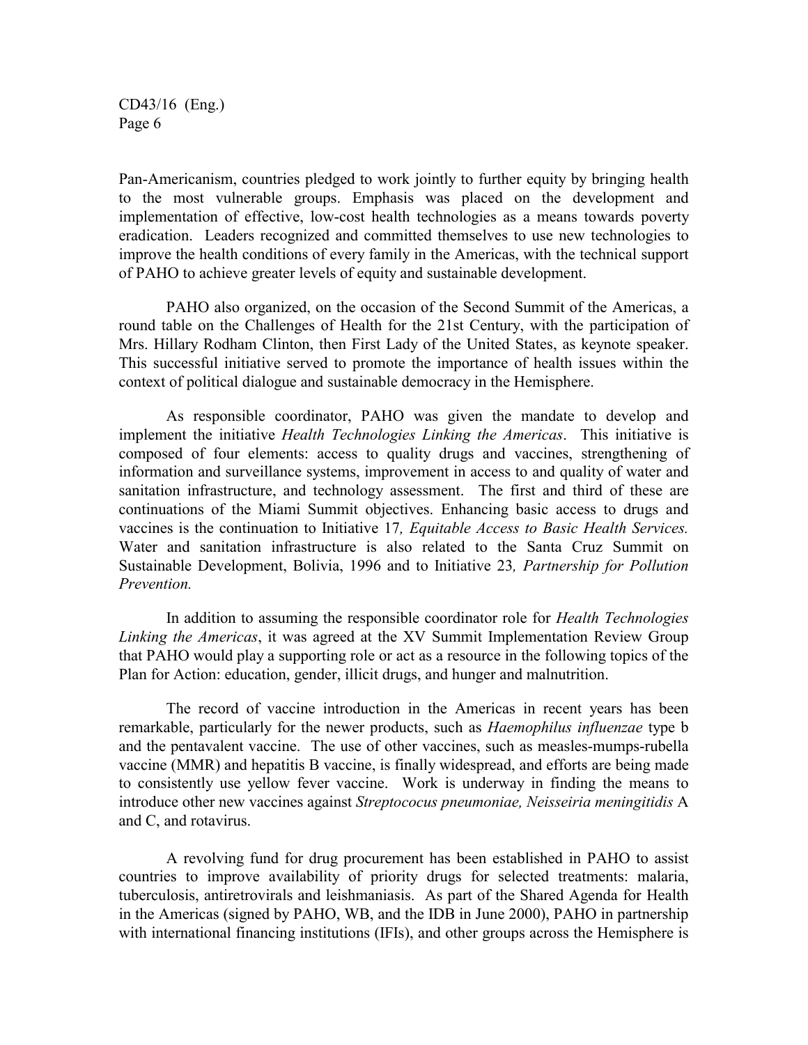Pan-Americanism, countries pledged to work jointly to further equity by bringing health to the most vulnerable groups. Emphasis was placed on the development and implementation of effective, low-cost health technologies as a means towards poverty eradication. Leaders recognized and committed themselves to use new technologies to improve the health conditions of every family in the Americas, with the technical support of PAHO to achieve greater levels of equity and sustainable development.

PAHO also organized, on the occasion of the Second Summit of the Americas, a round table on the Challenges of Health for the 21st Century, with the participation of Mrs. Hillary Rodham Clinton, then First Lady of the United States, as keynote speaker. This successful initiative served to promote the importance of health issues within the context of political dialogue and sustainable democracy in the Hemisphere.

As responsible coordinator, PAHO was given the mandate to develop and implement the initiative *Health Technologies Linking the Americas*. This initiative is composed of four elements: access to quality drugs and vaccines, strengthening of information and surveillance systems, improvement in access to and quality of water and sanitation infrastructure, and technology assessment. The first and third of these are continuations of the Miami Summit objectives. Enhancing basic access to drugs and vaccines is the continuation to Initiative 17*, Equitable Access to Basic Health Services.* Water and sanitation infrastructure is also related to the Santa Cruz Summit on Sustainable Development, Bolivia, 1996 and to Initiative 23*, Partnership for Pollution Prevention.*

In addition to assuming the responsible coordinator role for *Health Technologies Linking the Americas*, it was agreed at the XV Summit Implementation Review Group that PAHO would play a supporting role or act as a resource in the following topics of the Plan for Action: education, gender, illicit drugs, and hunger and malnutrition.

The record of vaccine introduction in the Americas in recent years has been remarkable, particularly for the newer products, such as *Haemophilus influenzae* type b and the pentavalent vaccine. The use of other vaccines, such as measles-mumps-rubella vaccine (MMR) and hepatitis B vaccine, is finally widespread, and efforts are being made to consistently use yellow fever vaccine. Work is underway in finding the means to introduce other new vaccines against *Streptococus pneumoniae, Neisseiria meningitidis* A and C, and rotavirus.

A revolving fund for drug procurement has been established in PAHO to assist countries to improve availability of priority drugs for selected treatments: malaria, tuberculosis, antiretrovirals and leishmaniasis. As part of the Shared Agenda for Health in the Americas (signed by PAHO, WB, and the IDB in June 2000), PAHO in partnership with international financing institutions (IFIs), and other groups across the Hemisphere is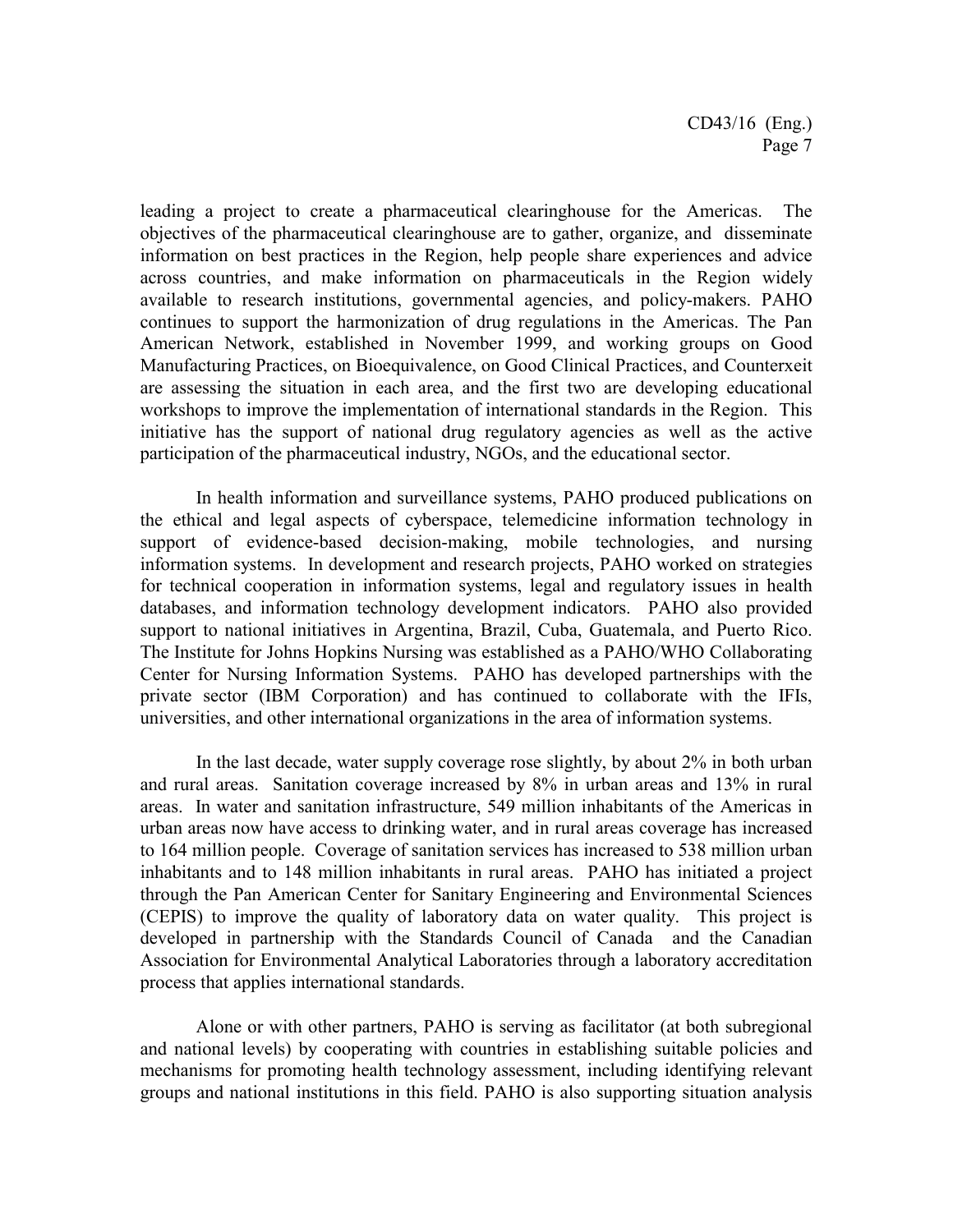leading a project to create a pharmaceutical clearinghouse for the Americas. The objectives of the pharmaceutical clearinghouse are to gather, organize, and disseminate information on best practices in the Region, help people share experiences and advice across countries, and make information on pharmaceuticals in the Region widely available to research institutions, governmental agencies, and policy-makers. PAHO continues to support the harmonization of drug regulations in the Americas. The Pan American Network, established in November 1999, and working groups on Good Manufacturing Practices, on Bioequivalence, on Good Clinical Practices, and Counterxeit are assessing the situation in each area, and the first two are developing educational workshops to improve the implementation of international standards in the Region. This initiative has the support of national drug regulatory agencies as well as the active participation of the pharmaceutical industry, NGOs, and the educational sector.

In health information and surveillance systems, PAHO produced publications on the ethical and legal aspects of cyberspace, telemedicine information technology in support of evidence-based decision-making, mobile technologies, and nursing information systems. In development and research projects, PAHO worked on strategies for technical cooperation in information systems, legal and regulatory issues in health databases, and information technology development indicators. PAHO also provided support to national initiatives in Argentina, Brazil, Cuba, Guatemala, and Puerto Rico. The Institute for Johns Hopkins Nursing was established as a PAHO/WHO Collaborating Center for Nursing Information Systems. PAHO has developed partnerships with the private sector (IBM Corporation) and has continued to collaborate with the IFIs, universities, and other international organizations in the area of information systems.

In the last decade, water supply coverage rose slightly, by about 2% in both urban and rural areas. Sanitation coverage increased by 8% in urban areas and 13% in rural areas. In water and sanitation infrastructure, 549 million inhabitants of the Americas in urban areas now have access to drinking water, and in rural areas coverage has increased to 164 million people. Coverage of sanitation services has increased to 538 million urban inhabitants and to 148 million inhabitants in rural areas. PAHO has initiated a project through the Pan American Center for Sanitary Engineering and Environmental Sciences (CEPIS) to improve the quality of laboratory data on water quality. This project is developed in partnership with the Standards Council of Canada and the Canadian Association for Environmental Analytical Laboratories through a laboratory accreditation process that applies international standards.

Alone or with other partners, PAHO is serving as facilitator (at both subregional and national levels) by cooperating with countries in establishing suitable policies and mechanisms for promoting health technology assessment, including identifying relevant groups and national institutions in this field. PAHO is also supporting situation analysis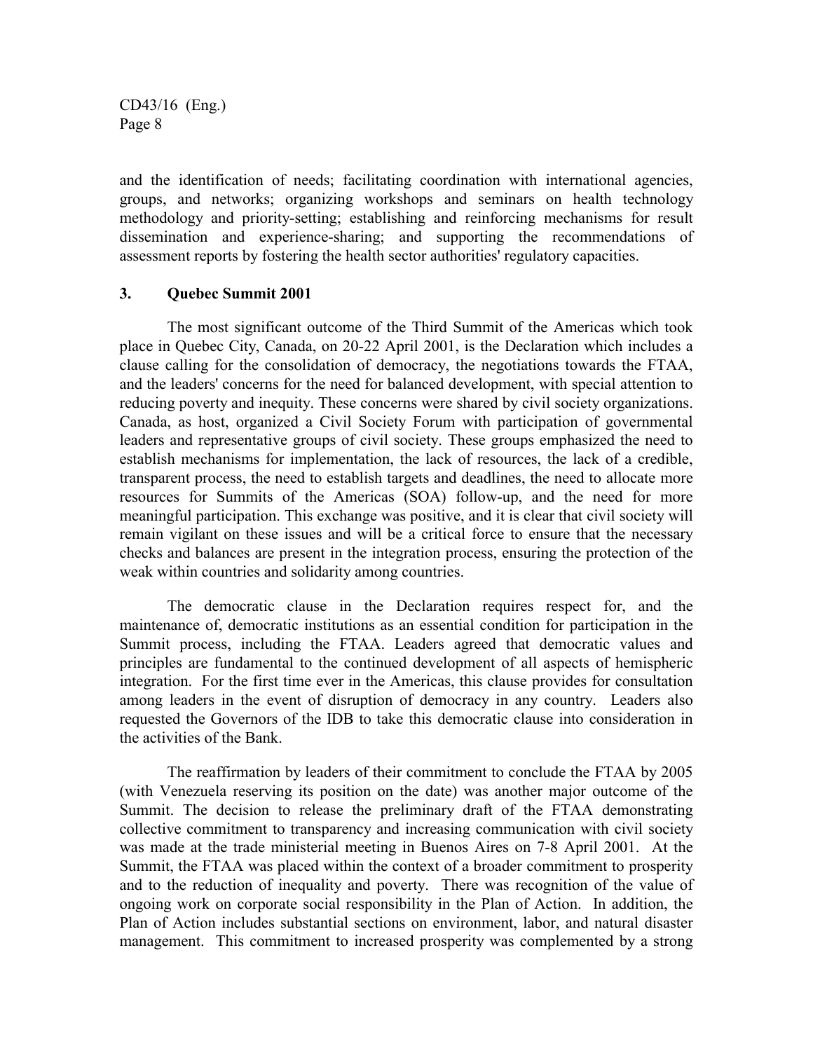and the identification of needs; facilitating coordination with international agencies, groups, and networks; organizing workshops and seminars on health technology methodology and priority-setting; establishing and reinforcing mechanisms for result dissemination and experience-sharing; and supporting the recommendations of assessment reports by fostering the health sector authorities' regulatory capacities.

### 3. Quebec Summit 2001

The most significant outcome of the Third Summit of the Americas which took place in Quebec City, Canada, on 20-22 April 2001, is the Declaration which includes a clause calling for the consolidation of democracy, the negotiations towards the FTAA, and the leaders' concerns for the need for balanced development, with special attention to reducing poverty and inequity. These concerns were shared by civil society organizations. Canada, as host, organized a Civil Society Forum with participation of governmental leaders and representative groups of civil society. These groups emphasized the need to establish mechanisms for implementation, the lack of resources, the lack of a credible, transparent process, the need to establish targets and deadlines, the need to allocate more resources for Summits of the Americas (SOA) follow-up, and the need for more meaningful participation. This exchange was positive, and it is clear that civil society will remain vigilant on these issues and will be a critical force to ensure that the necessary checks and balances are present in the integration process, ensuring the protection of the weak within countries and solidarity among countries.

The democratic clause in the Declaration requires respect for, and the maintenance of, democratic institutions as an essential condition for participation in the Summit process, including the FTAA. Leaders agreed that democratic values and principles are fundamental to the continued development of all aspects of hemispheric integration. For the first time ever in the Americas, this clause provides for consultation among leaders in the event of disruption of democracy in any country. Leaders also requested the Governors of the IDB to take this democratic clause into consideration in the activities of the Bank.

The reaffirmation by leaders of their commitment to conclude the FTAA by 2005 (with Venezuela reserving its position on the date) was another major outcome of the Summit. The decision to release the preliminary draft of the FTAA demonstrating collective commitment to transparency and increasing communication with civil society was made at the trade ministerial meeting in Buenos Aires on 7-8 April 2001. At the Summit, the FTAA was placed within the context of a broader commitment to prosperity and to the reduction of inequality and poverty. There was recognition of the value of ongoing work on corporate social responsibility in the Plan of Action. In addition, the Plan of Action includes substantial sections on environment, labor, and natural disaster management. This commitment to increased prosperity was complemented by a strong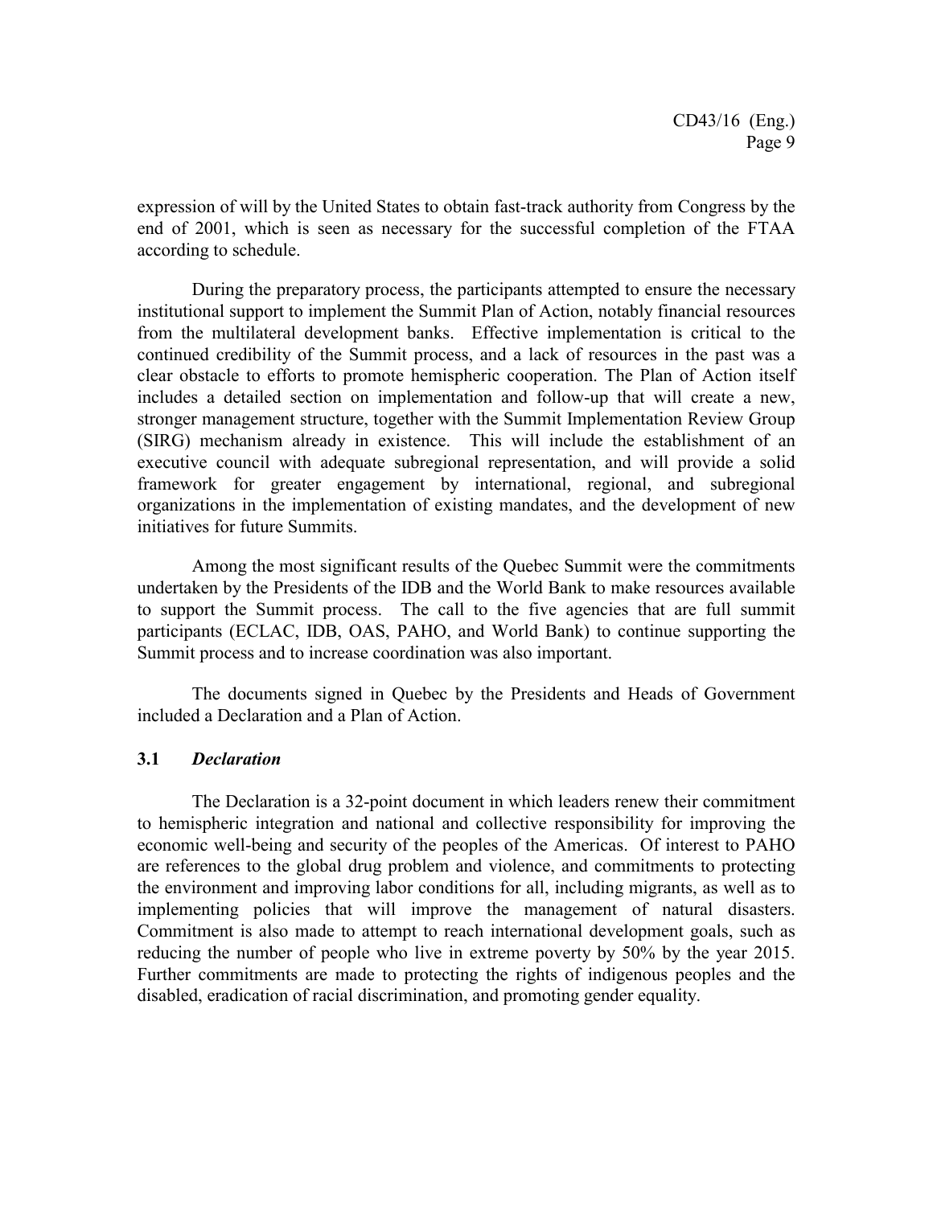expression of will by the United States to obtain fast-track authority from Congress by the end of 2001, which is seen as necessary for the successful completion of the FTAA according to schedule.

During the preparatory process, the participants attempted to ensure the necessary institutional support to implement the Summit Plan of Action, notably financial resources from the multilateral development banks. Effective implementation is critical to the continued credibility of the Summit process, and a lack of resources in the past was a clear obstacle to efforts to promote hemispheric cooperation. The Plan of Action itself includes a detailed section on implementation and follow-up that will create a new, stronger management structure, together with the Summit Implementation Review Group (SIRG) mechanism already in existence. This will include the establishment of an executive council with adequate subregional representation, and will provide a solid framework for greater engagement by international, regional, and subregional organizations in the implementation of existing mandates, and the development of new initiatives for future Summits.

Among the most significant results of the Quebec Summit were the commitments undertaken by the Presidents of the IDB and the World Bank to make resources available to support the Summit process. The call to the five agencies that are full summit participants (ECLAC, IDB, OAS, PAHO, and World Bank) to continue supporting the Summit process and to increase coordination was also important.

The documents signed in Quebec by the Presidents and Heads of Government included a Declaration and a Plan of Action.

### 3.1 *Declaration*

The Declaration is a 32-point document in which leaders renew their commitment to hemispheric integration and national and collective responsibility for improving the economic well-being and security of the peoples of the Americas. Of interest to PAHO are references to the global drug problem and violence, and commitments to protecting the environment and improving labor conditions for all, including migrants, as well as to implementing policies that will improve the management of natural disasters. Commitment is also made to attempt to reach international development goals, such as reducing the number of people who live in extreme poverty by 50% by the year 2015. Further commitments are made to protecting the rights of indigenous peoples and the disabled, eradication of racial discrimination, and promoting gender equality.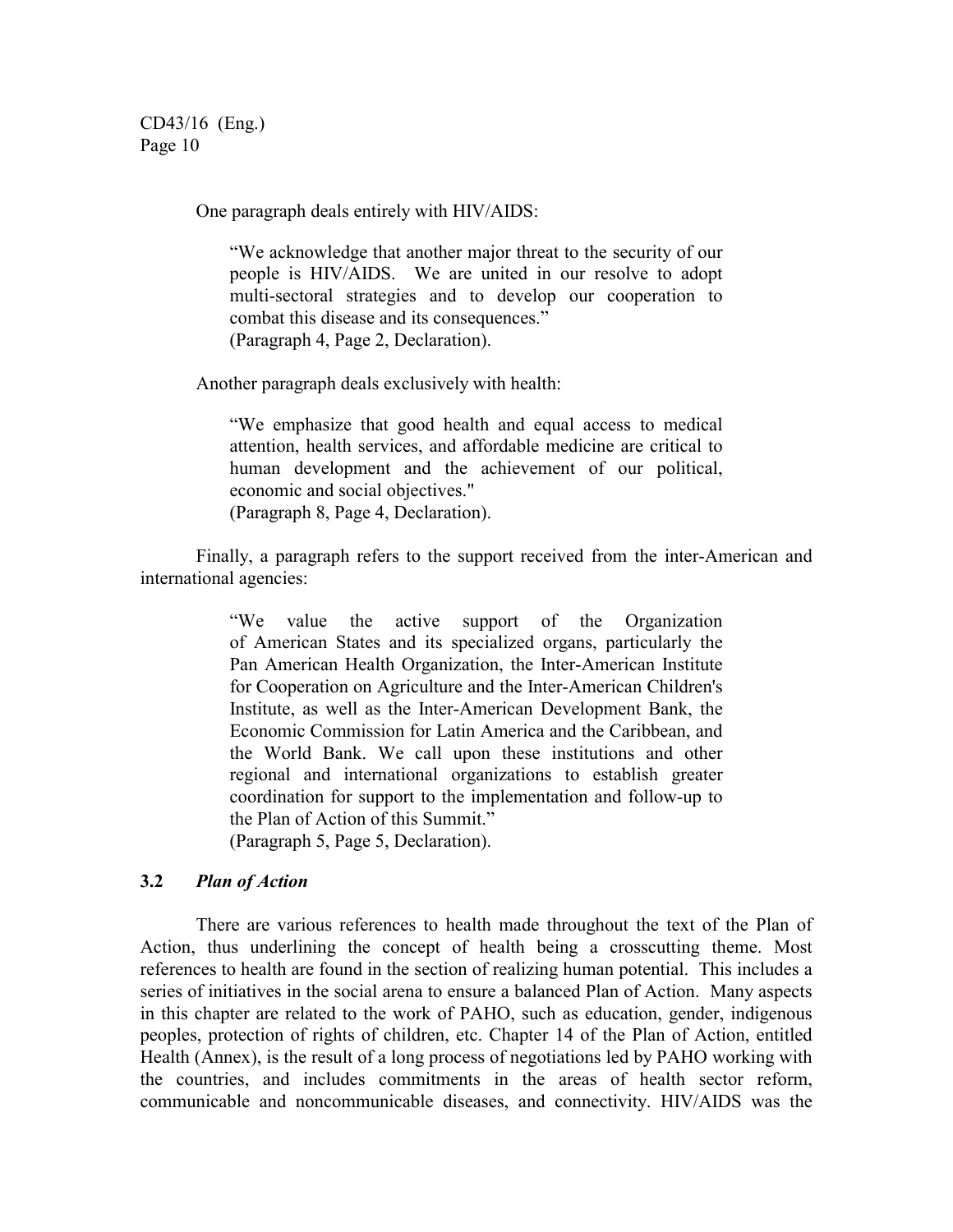One paragraph deals entirely with HIV/AIDS:

> "We acknowledge that another major threat to the security of our people is HIV/AIDS. We are united in our resolve to adopt multi-sectoral strategies and to develop our cooperation to combat this disease and its consequences."
> (Paragraph 4, Page 2, Declaration).

Another paragraph deals exclusively with health:

> "We emphasize that good health and equal access to medical attention, health services, and affordable medicine are critical to human development and the achievement of our political, economic and social objectives."
> (Paragraph 8, Page 4, Declaration).

Finally, a paragraph refers to the support received from the inter-American and international agencies:

> "We value the active support of the Organization of American States and its specialized organs, particularly the Pan American Health Organization, the Inter-American Institute for Cooperation on Agriculture and the Inter-American Children's Institute, as well as the Inter-American Development Bank, the Economic Commission for Latin America and the Caribbean, and the World Bank. We call upon these institutions and other regional and international organizations to establish greater coordination for support to the implementation and follow-up to the Plan of Action of this Summit."
> (Paragraph 5, Page 5, Declaration).

### 3.2 *Plan of Action*

There are various references to health made throughout the text of the Plan of Action, thus underlining the concept of health being a crosscutting theme. Most references to health are found in the section of realizing human potential. This includes a series of initiatives in the social arena to ensure a balanced Plan of Action. Many aspects in this chapter are related to the work of PAHO, such as education, gender, indigenous peoples, protection of rights of children, etc. Chapter 14 of the Plan of Action, entitled Health (Annex), is the result of a long process of negotiations led by PAHO working with the countries, and includes commitments in the areas of health sector reform, communicable and noncommunicable diseases, and connectivity. HIV/AIDS was the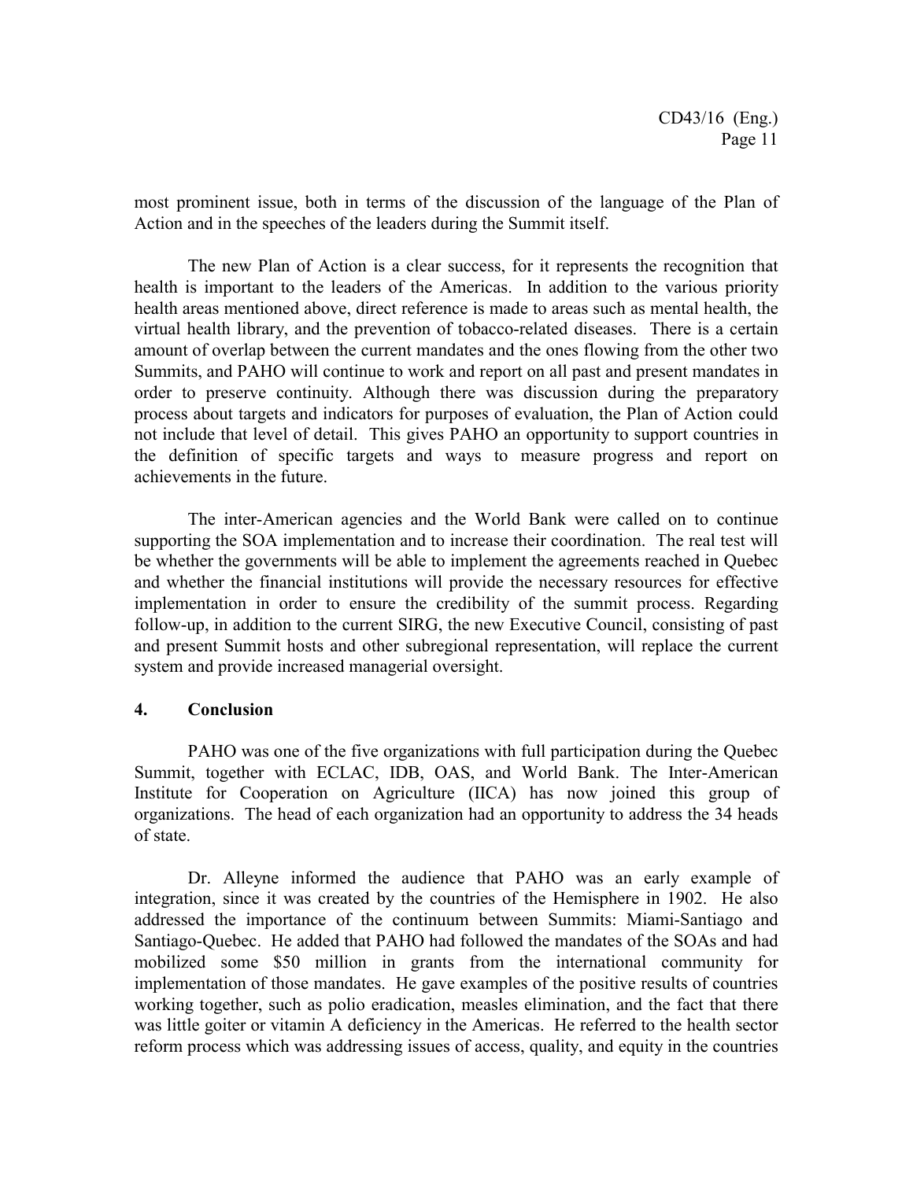most prominent issue, both in terms of the discussion of the language of the Plan of Action and in the speeches of the leaders during the Summit itself.

The new Plan of Action is a clear success, for it represents the recognition that health is important to the leaders of the Americas. In addition to the various priority health areas mentioned above, direct reference is made to areas such as mental health, the virtual health library, and the prevention of tobacco-related diseases. There is a certain amount of overlap between the current mandates and the ones flowing from the other two Summits, and PAHO will continue to work and report on all past and present mandates in order to preserve continuity. Although there was discussion during the preparatory process about targets and indicators for purposes of evaluation, the Plan of Action could not include that level of detail. This gives PAHO an opportunity to support countries in the definition of specific targets and ways to measure progress and report on achievements in the future.

The inter-American agencies and the World Bank were called on to continue supporting the SOA implementation and to increase their coordination. The real test will be whether the governments will be able to implement the agreements reached in Quebec and whether the financial institutions will provide the necessary resources for effective implementation in order to ensure the credibility of the summit process. Regarding follow-up, in addition to the current SIRG, the new Executive Council, consisting of past and present Summit hosts and other subregional representation, will replace the current system and provide increased managerial oversight.

## 4. Conclusion

PAHO was one of the five organizations with full participation during the Quebec Summit, together with ECLAC, IDB, OAS, and World Bank. The Inter-American Institute for Cooperation on Agriculture (IICA) has now joined this group of organizations. The head of each organization had an opportunity to address the 34 heads of state.

Dr. Alleyne informed the audience that PAHO was an early example of integration, since it was created by the countries of the Hemisphere in 1902. He also addressed the importance of the continuum between Summits: Miami-Santiago and Santiago-Quebec. He added that PAHO had followed the mandates of the SOAs and had mobilized some $50 million in grants from the international community for implementation of those mandates. He gave examples of the positive results of countries working together, such as polio eradication, measles elimination, and the fact that there was little goiter or vitamin A deficiency in the Americas. He referred to the health sector reform process which was addressing issues of access, quality, and equity in the countries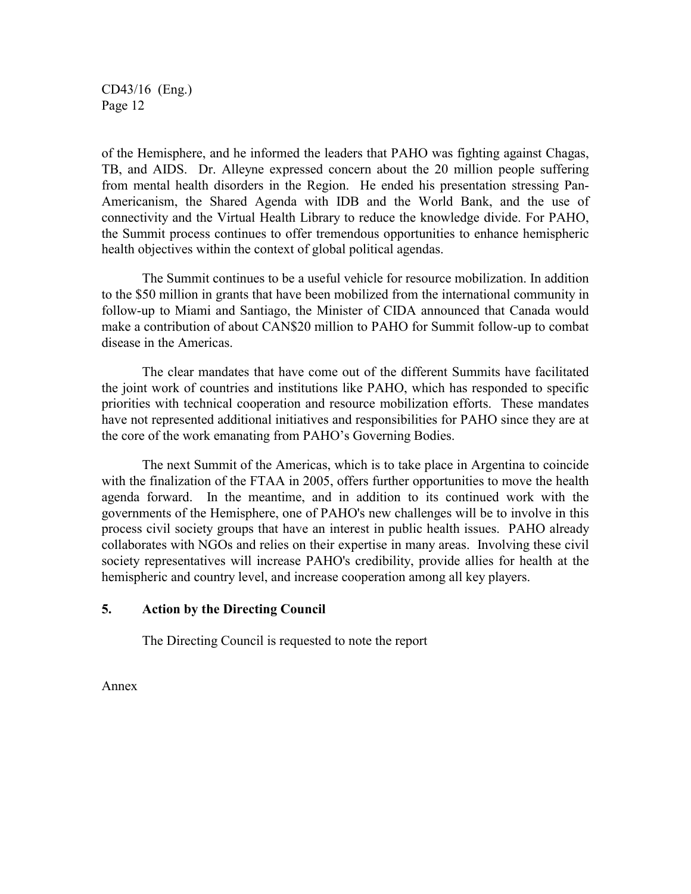of the Hemisphere, and he informed the leaders that PAHO was fighting against Chagas, TB, and AIDS. Dr. Alleyne expressed concern about the 20 million people suffering from mental health disorders in the Region. He ended his presentation stressing Pan-Americanism, the Shared Agenda with IDB and the World Bank, and the use of connectivity and the Virtual Health Library to reduce the knowledge divide. For PAHO, the Summit process continues to offer tremendous opportunities to enhance hemispheric health objectives within the context of global political agendas.

The Summit continues to be a useful vehicle for resource mobilization. In addition to the $50 million in grants that have been mobilized from the international community in follow-up to Miami and Santiago, the Minister of CIDA announced that Canada would make a contribution of about CAN$20 million to PAHO for Summit follow-up to combat disease in the Americas.

The clear mandates that have come out of the different Summits have facilitated the joint work of countries and institutions like PAHO, which has responded to specific priorities with technical cooperation and resource mobilization efforts. These mandates have not represented additional initiatives and responsibilities for PAHO since they are at the core of the work emanating from PAHO's Governing Bodies.

The next Summit of the Americas, which is to take place in Argentina to coincide with the finalization of the FTAA in 2005, offers further opportunities to move the health agenda forward. In the meantime, and in addition to its continued work with the governments of the Hemisphere, one of PAHO's new challenges will be to involve in this process civil society groups that have an interest in public health issues. PAHO already collaborates with NGOs and relies on their expertise in many areas. Involving these civil society representatives will increase PAHO's credibility, provide allies for health at the hemispheric and country level, and increase cooperation among all key players.

## 5. Action by the Directing Council

The Directing Council is requested to note the report

Annex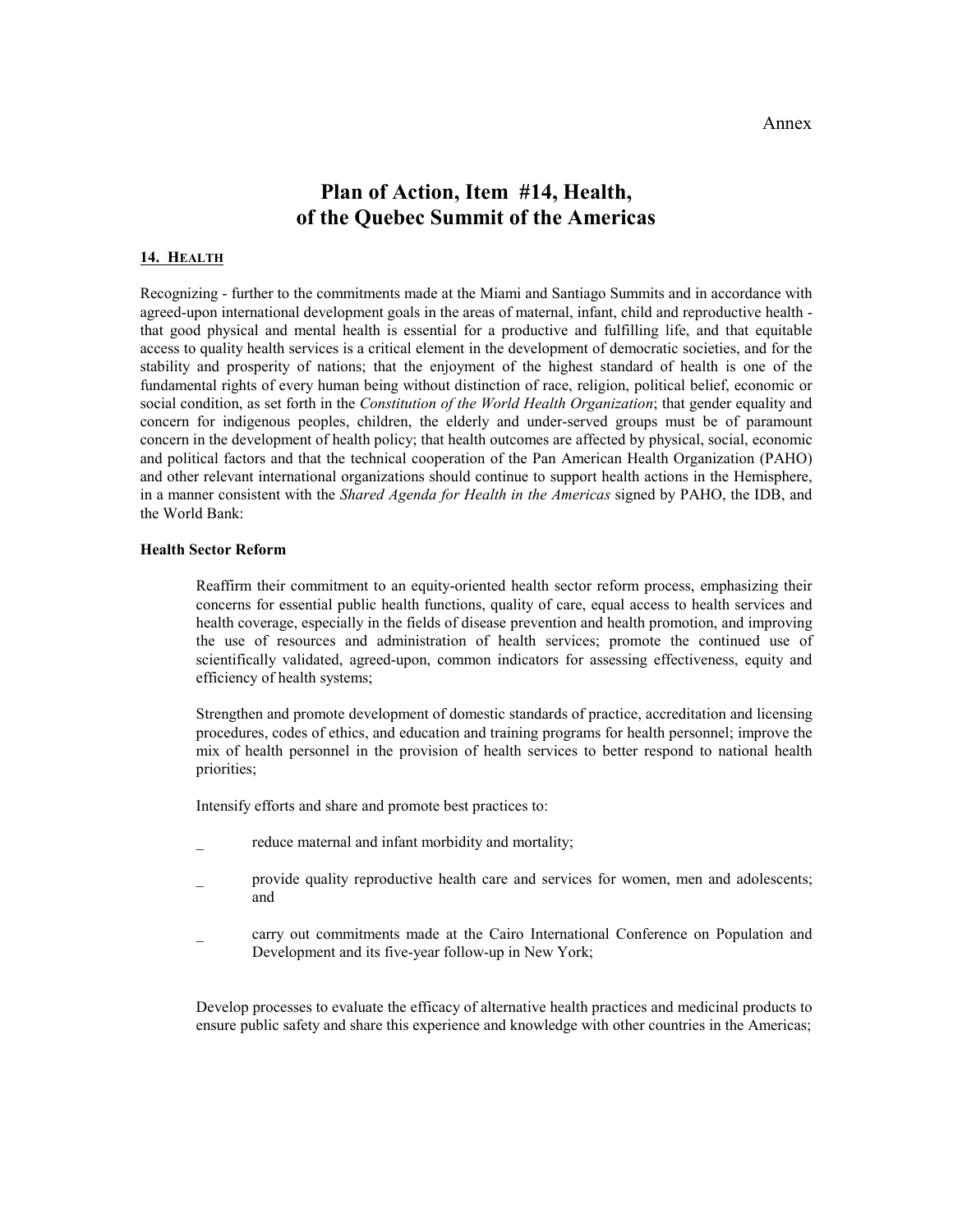Annex

# Plan of Action, Item #14, Health, of the Quebec Summit of the Americas

## 14. HEALTH

Recognizing - further to the commitments made at the Miami and Santiago Summits and in accordance with agreed-upon international development goals in the areas of maternal, infant, child and reproductive health - that good physical and mental health is essential for a productive and fulfilling life, and that equitable access to quality health services is a critical element in the development of democratic societies, and for the stability and prosperity of nations; that the enjoyment of the highest standard of health is one of the fundamental rights of every human being without distinction of race, religion, political belief, economic or social condition, as set forth in the *Constitution of the World Health Organization*; that gender equality and concern for indigenous peoples, children, the elderly and under-served groups must be of paramount concern in the development of health policy; that health outcomes are affected by physical, social, economic and political factors and that the technical cooperation of the Pan American Health Organization (PAHO) and other relevant international organizations should continue to support health actions in the Hemisphere, in a manner consistent with the *Shared Agenda for Health in the Americas* signed by PAHO, the IDB, and the World Bank:

### Health Sector Reform

Reaffirm their commitment to an equity-oriented health sector reform process, emphasizing their concerns for essential public health functions, quality of care, equal access to health services and health coverage, especially in the fields of disease prevention and health promotion, and improving the use of resources and administration of health services; promote the continued use of scientifically validated, agreed-upon, common indicators for assessing effectiveness, equity and efficiency of health systems;

Strengthen and promote development of domestic standards of practice, accreditation and licensing procedures, codes of ethics, and education and training programs for health personnel; improve the mix of health personnel in the provision of health services to better respond to national health priorities;

Intensify efforts and share and promote best practices to:

- reduce maternal and infant morbidity and mortality;
- provide quality reproductive health care and services for women, men and adolescents; and
- carry out commitments made at the Cairo International Conference on Population and Development and its five-year follow-up in New York;

Develop processes to evaluate the efficacy of alternative health practices and medicinal products to ensure public safety and share this experience and knowledge with other countries in the Americas;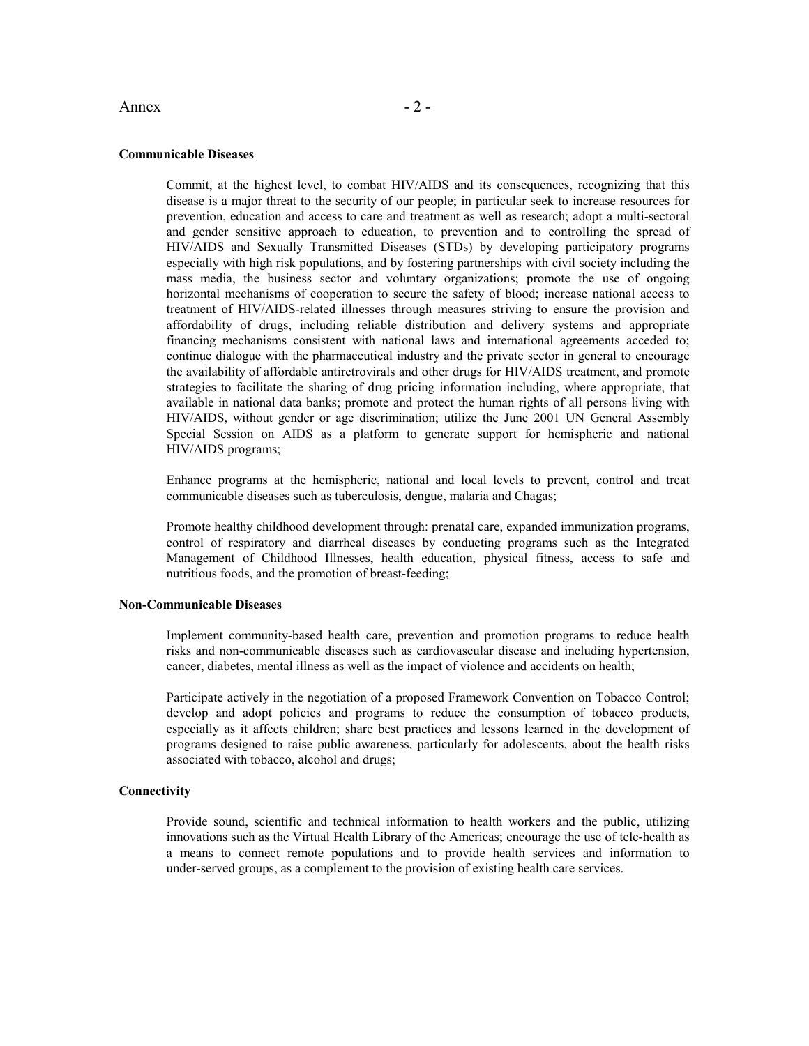**Communicable Diseases**

Commit, at the highest level, to combat HIV/AIDS and its consequences, recognizing that this disease is a major threat to the security of our people; in particular seek to increase resources for prevention, education and access to care and treatment as well as research; adopt a multi-sectoral and gender sensitive approach to education, to prevention and to controlling the spread of HIV/AIDS and Sexually Transmitted Diseases (STDs) by developing participatory programs especially with high risk populations, and by fostering partnerships with civil society including the mass media, the business sector and voluntary organizations; promote the use of ongoing horizontal mechanisms of cooperation to secure the safety of blood; increase national access to treatment of HIV/AIDS-related illnesses through measures striving to ensure the provision and affordability of drugs, including reliable distribution and delivery systems and appropriate financing mechanisms consistent with national laws and international agreements acceded to; continue dialogue with the pharmaceutical industry and the private sector in general to encourage the availability of affordable antiretrovirals and other drugs for HIV/AIDS treatment, and promote strategies to facilitate the sharing of drug pricing information including, where appropriate, that available in national data banks; promote and protect the human rights of all persons living with HIV/AIDS, without gender or age discrimination; utilize the June 2001 UN General Assembly Special Session on AIDS as a platform to generate support for hemispheric and national HIV/AIDS programs;

Enhance programs at the hemispheric, national and local levels to prevent, control and treat communicable diseases such as tuberculosis, dengue, malaria and Chagas;

Promote healthy childhood development through: prenatal care, expanded immunization programs, control of respiratory and diarrheal diseases by conducting programs such as the Integrated Management of Childhood Illnesses, health education, physical fitness, access to safe and nutritious foods, and the promotion of breast-feeding;

**Non-Communicable Diseases**

Implement community-based health care, prevention and promotion programs to reduce health risks and non-communicable diseases such as cardiovascular disease and including hypertension, cancer, diabetes, mental illness as well as the impact of violence and accidents on health;

Participate actively in the negotiation of a proposed Framework Convention on Tobacco Control; develop and adopt policies and programs to reduce the consumption of tobacco products, especially as it affects children; share best practices and lessons learned in the development of programs designed to raise public awareness, particularly for adolescents, about the health risks associated with tobacco, alcohol and drugs;

**Connectivity**

Provide sound, scientific and technical information to health workers and the public, utilizing innovations such as the Virtual Health Library of the Americas; encourage the use of tele-health as a means to connect remote populations and to provide health services and information to under-served groups, as a complement to the provision of existing health care services.